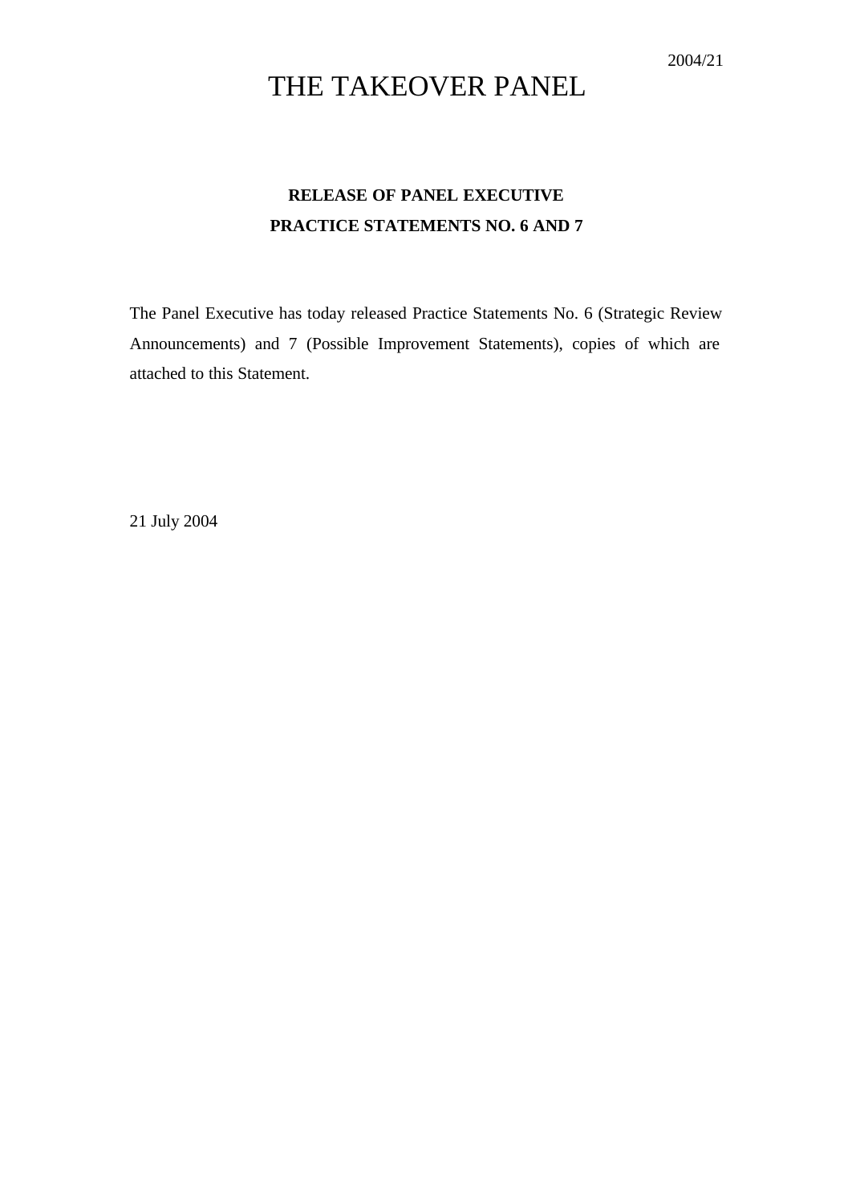2004/21

# THE TAKEOVER PANEL

## RELEASE OF PANEL EXECUTIVE PRACTICE STATEMENTS NO. 6 AND 7

The Panel Executive has today released Practice Statements No. 6 (Strategic Review Announcements) and 7 (Possible Improvement Statements), copies of which are attached to this Statement.

21 July 2004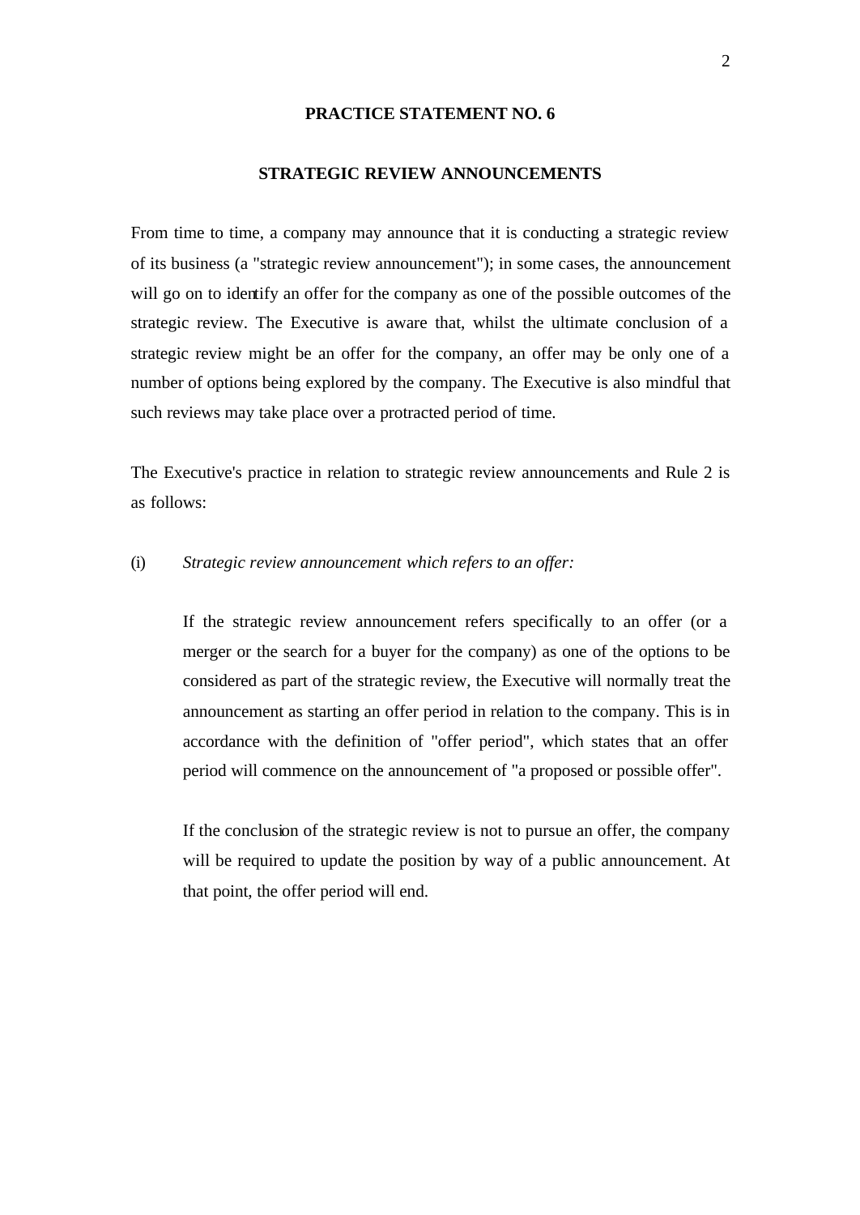# PRACTICE STATEMENT NO. 6

## STRATEGIC REVIEW ANNOUNCEMENTS

From time to time, a company may announce that it is conducting a strategic review of its business (a "strategic review announcement"); in some cases, the announcement will go on to identify an offer for the company as one of the possible outcomes of the strategic review. The Executive is aware that, whilst the ultimate conclusion of a strategic review might be an offer for the company, an offer may be only one of a number of options being explored by the company. The Executive is also mindful that such reviews may take place over a protracted period of time.

The Executive's practice in relation to strategic review announcements and Rule 2 is as follows:

(i) *Strategic review announcement which refers to an offer:*

If the strategic review announcement refers specifically to an offer (or a merger or the search for a buyer for the company) as one of the options to be considered as part of the strategic review, the Executive will normally treat the announcement as starting an offer period in relation to the company. This is in accordance with the definition of "offer period", which states that an offer period will commence on the announcement of "a proposed or possible offer".

If the conclusion of the strategic review is not to pursue an offer, the company will be required to update the position by way of a public announcement. At that point, the offer period will end.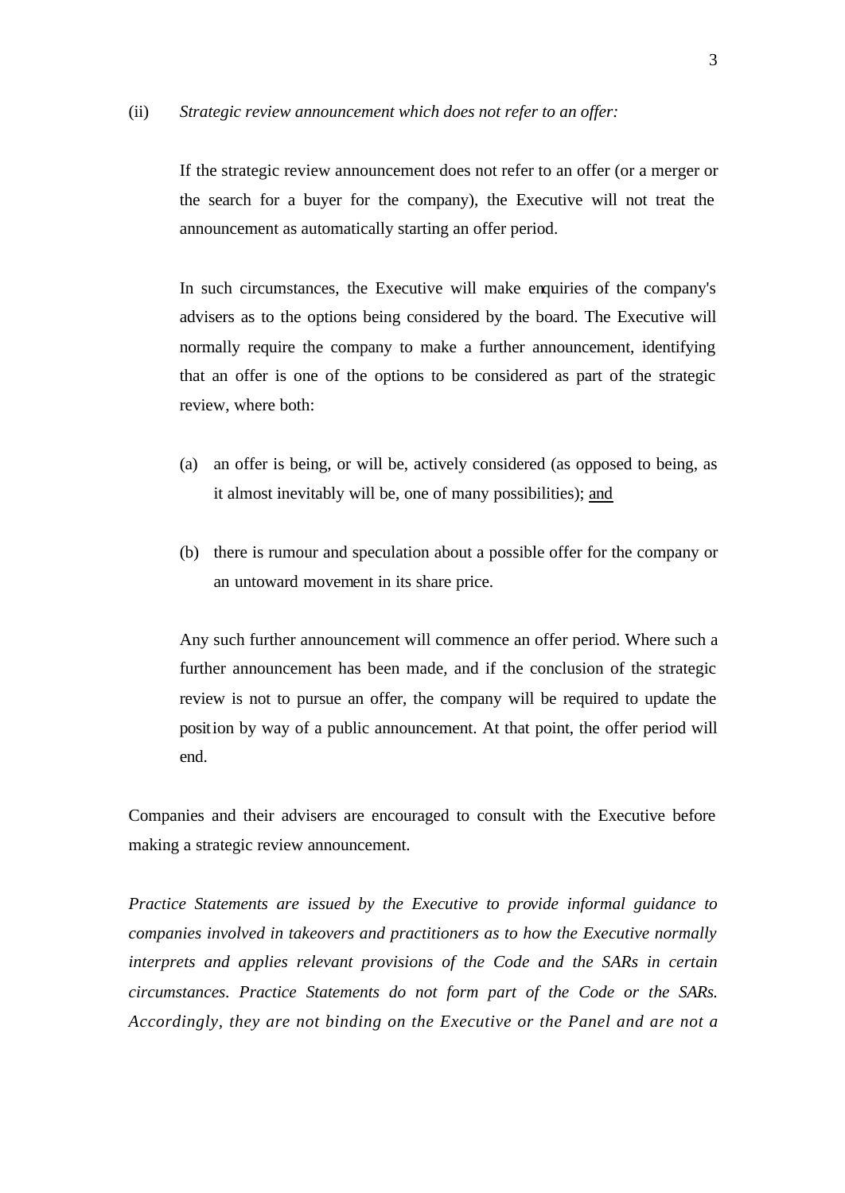(ii) *Strategic review announcement which does not refer to an offer:*

If the strategic review announcement does not refer to an offer (or a merger or the search for a buyer for the company), the Executive will not treat the announcement as automatically starting an offer period.

In such circumstances, the Executive will make enquiries of the company's advisers as to the options being considered by the board. The Executive will normally require the company to make a further announcement, identifying that an offer is one of the options to be considered as part of the strategic review, where both:

(a) an offer is being, or will be, actively considered (as opposed to being, as it almost inevitably will be, one of many possibilities); <u>and</u>

(b) there is rumour and speculation about a possible offer for the company or an untoward movement in its share price.

Any such further announcement will commence an offer period. Where such a further announcement has been made, and if the conclusion of the strategic review is not to pursue an offer, the company will be required to update the position by way of a public announcement. At that point, the offer period will end.

Companies and their advisers are encouraged to consult with the Executive before making a strategic review announcement.

*Practice Statements are issued by the Executive to provide informal guidance to companies involved in takeovers and practitioners as to how the Executive normally interprets and applies relevant provisions of the Code and the SARs in certain circumstances. Practice Statements do not form part of the Code or the SARs. Accordingly, they are not binding on the Executive or the Panel and are not a*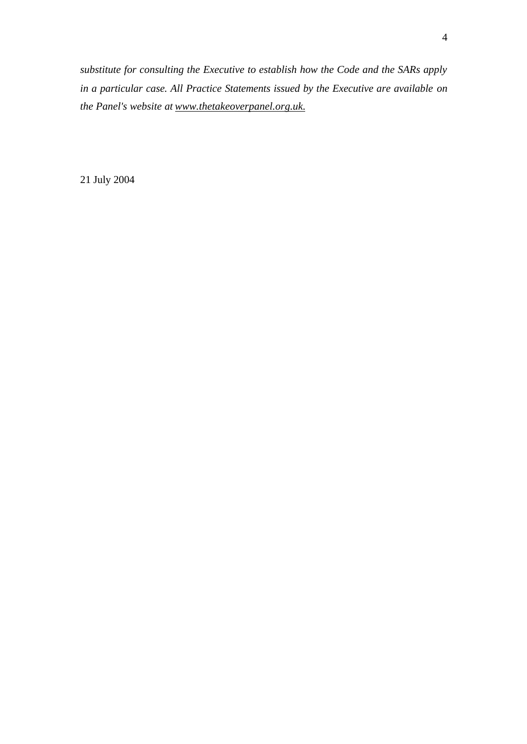*substitute for consulting the Executive to establish how the Code and the SARs apply in a particular case. All Practice Statements issued by the Executive are available on the Panel's website at www.thetakeoverpanel.org.uk.*

21 July 2004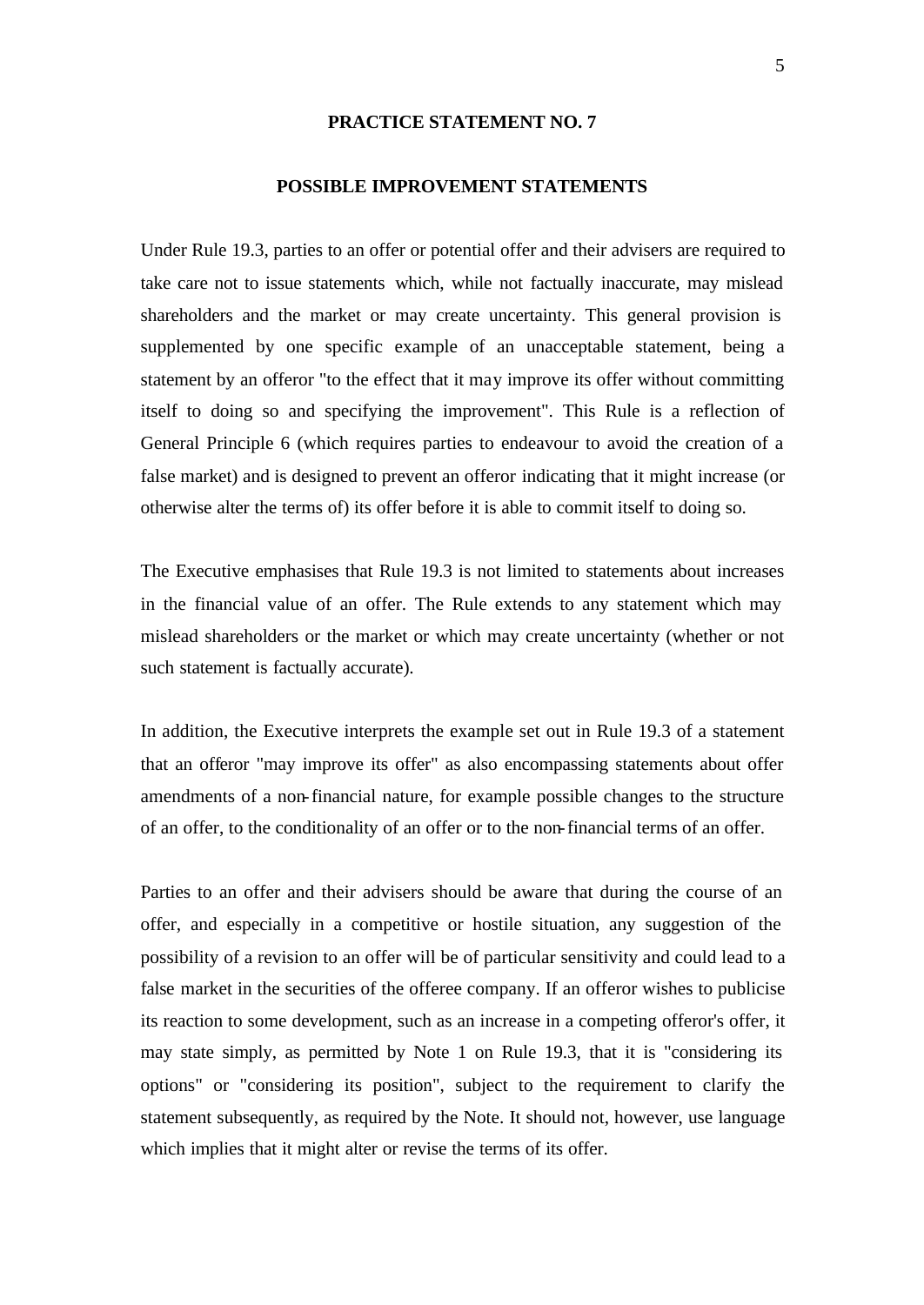# PRACTICE STATEMENT NO. 7

## POSSIBLE IMPROVEMENT STATEMENTS

Under Rule 19.3, parties to an offer or potential offer and their advisers are required to take care not to issue statements which, while not factually inaccurate, may mislead shareholders and the market or may create uncertainty. This general provision is supplemented by one specific example of an unacceptable statement, being a statement by an offeror "to the effect that it may improve its offer without committing itself to doing so and specifying the improvement". This Rule is a reflection of General Principle 6 (which requires parties to endeavour to avoid the creation of a false market) and is designed to prevent an offeror indicating that it might increase (or otherwise alter the terms of) its offer before it is able to commit itself to doing so.

The Executive emphasises that Rule 19.3 is not limited to statements about increases in the financial value of an offer. The Rule extends to any statement which may mislead shareholders or the market or which may create uncertainty (whether or not such statement is factually accurate).

In addition, the Executive interprets the example set out in Rule 19.3 of a statement that an offeror "may improve its offer" as also encompassing statements about offer amendments of a non-financial nature, for example possible changes to the structure of an offer, to the conditionality of an offer or to the non-financial terms of an offer.

Parties to an offer and their advisers should be aware that during the course of an offer, and especially in a competitive or hostile situation, any suggestion of the possibility of a revision to an offer will be of particular sensitivity and could lead to a false market in the securities of the offeree company. If an offeror wishes to publicise its reaction to some development, such as an increase in a competing offeror's offer, it may state simply, as permitted by Note 1 on Rule 19.3, that it is "considering its options" or "considering its position", subject to the requirement to clarify the statement subsequently, as required by the Note. It should not, however, use language which implies that it might alter or revise the terms of its offer.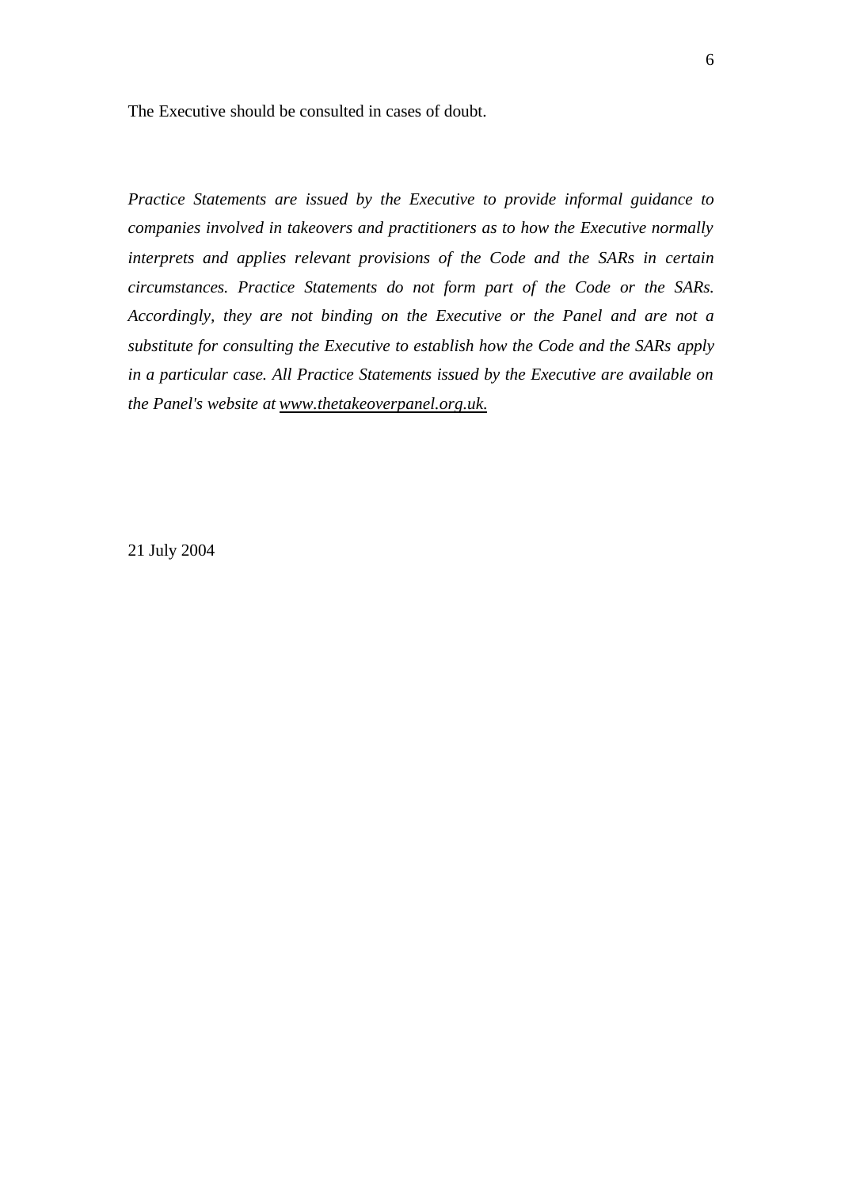The Executive should be consulted in cases of doubt.

*Practice Statements are issued by the Executive to provide informal guidance to companies involved in takeovers and practitioners as to how the Executive normally interprets and applies relevant provisions of the Code and the SARs in certain circumstances. Practice Statements do not form part of the Code or the SARs. Accordingly, they are not binding on the Executive or the Panel and are not a substitute for consulting the Executive to establish how the Code and the SARs apply in a particular case. All Practice Statements issued by the Executive are available on the Panel's website at www.thetakeoverpanel.org.uk.*

21 July 2004